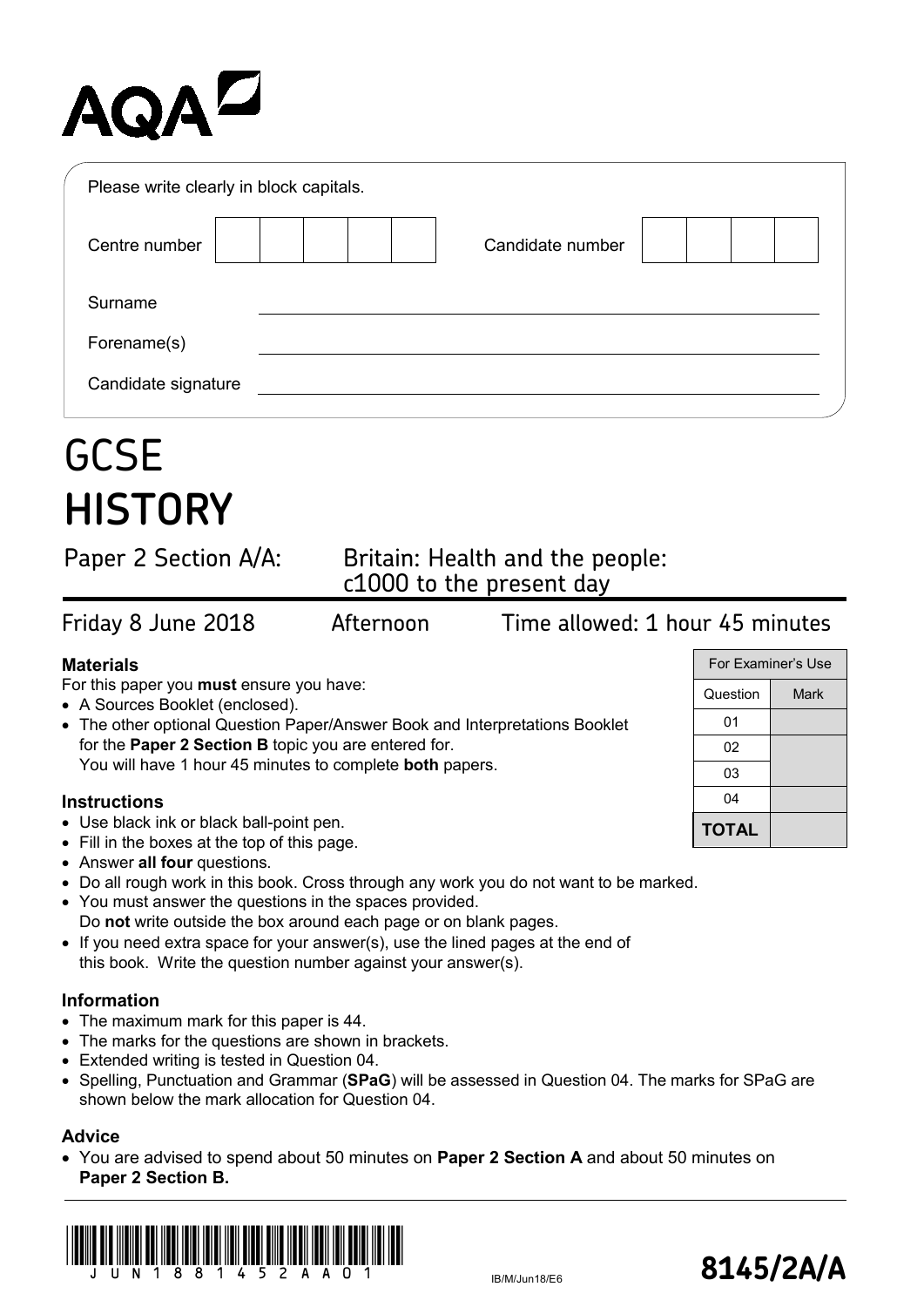AQA

Please write clearly in block capitals.

Centre number | | | | | | Candidate number | | | | |

Surname ________________________________

Forename(s) ________________________________

Candidate signature ________________________________

# GCSE HISTORY

**Paper 2 Section A/A: Britain: Health and the people: c1000 to the present day**

Friday 8 June 2018 Afternoon Time allowed: 1 hour 45 minutes

### Materials

For this paper you **must** ensure you have:

- A Sources Booklet (enclosed).
- The other optional Question Paper/Answer Book and Interpretations Booklet for the **Paper 2 Section B** topic you are entered for. You will have 1 hour 45 minutes to complete **both** papers.

| For Examiner's Use | |
|---|---|
| Question | Mark |
| 01 | |
| 02 | |
| 03 | |
| 04 | |
| **TOTAL** | |

### Instructions

- Use black ink or black ball-point pen.
- Fill in the boxes at the top of this page.
- Answer **all four** questions.
- Do all rough work in this book. Cross through any work you do not want to be marked.
- You must answer the questions in the spaces provided. Do **not** write outside the box around each page or on blank pages.
- If you need extra space for your answer(s), use the lined pages at the end of this book. Write the question number against your answer(s).

### Information

- The maximum mark for this paper is 44.
- The marks for the questions are shown in brackets.
- Extended writing is tested in Question 04.
- Spelling, Punctuation and Grammar (**SPaG**) will be assessed in Question 04. The marks for SPaG are shown below the mark allocation for Question 04.

### Advice

- You are advised to spend about 50 minutes on **Paper 2 Section A** and about 50 minutes on **Paper 2 Section B.**

JUN1881452AA01

IB/M/Jun18/E6

**8145/2A/A**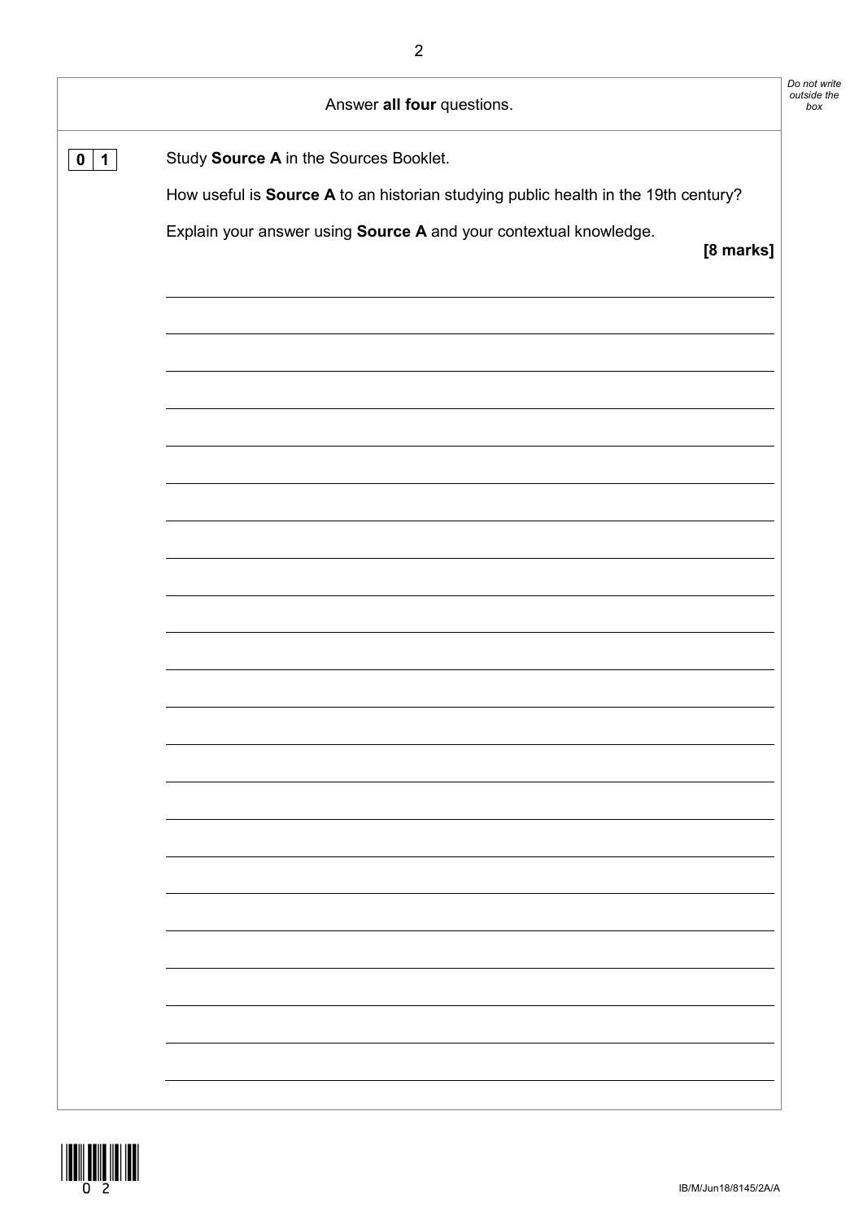Answer **all four** questions.

**0 1** Study **Source A** in the Sources Booklet.

How useful is **Source A** to an historian studying public health in the 19th century?

Explain your answer using **Source A** and your contextual knowledge.

**[8 marks]**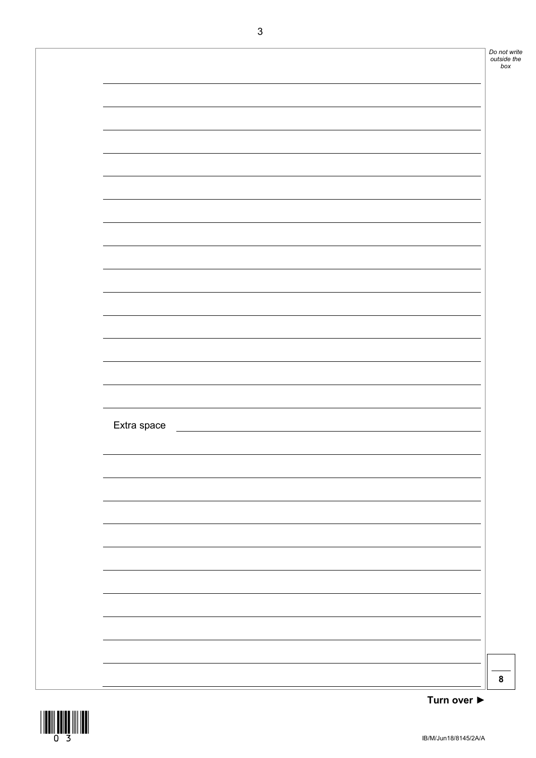Extra space

8

Turn over ►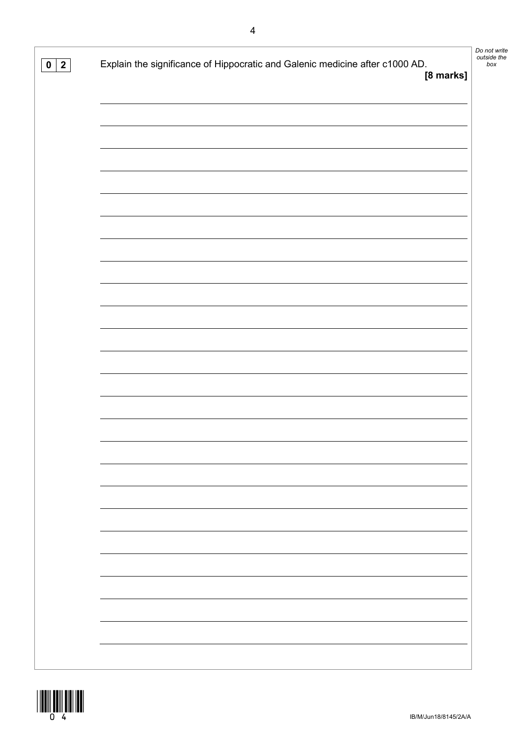**0 2** Explain the significance of Hippocratic and Galenic medicine after c1000 AD.

**[8 marks]**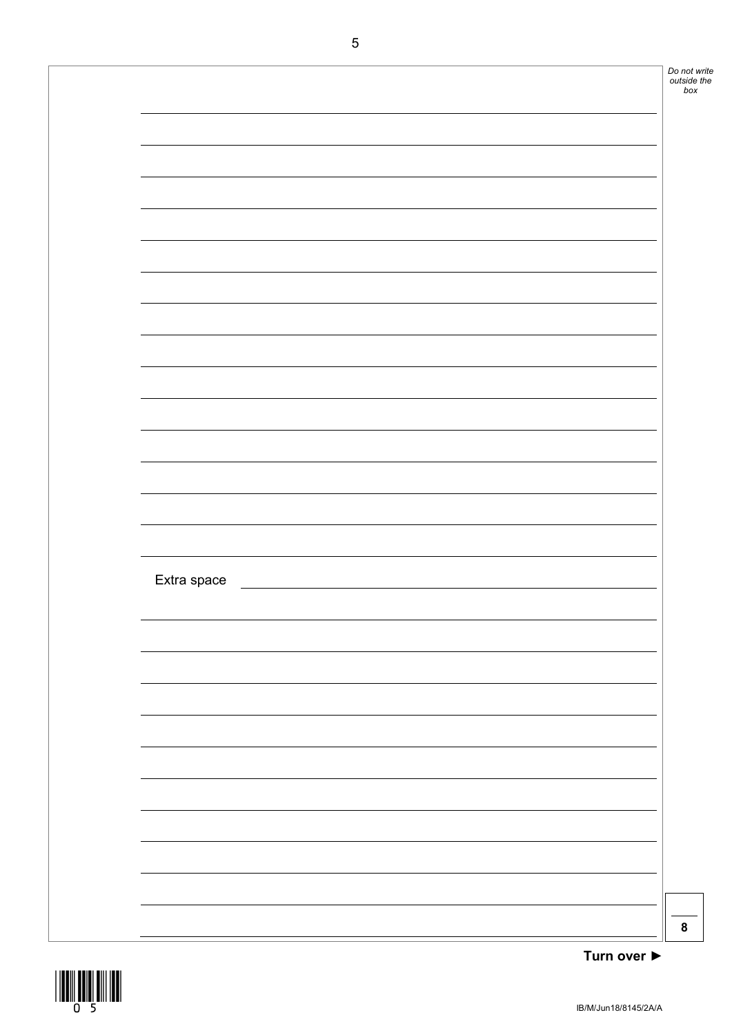Extra space

8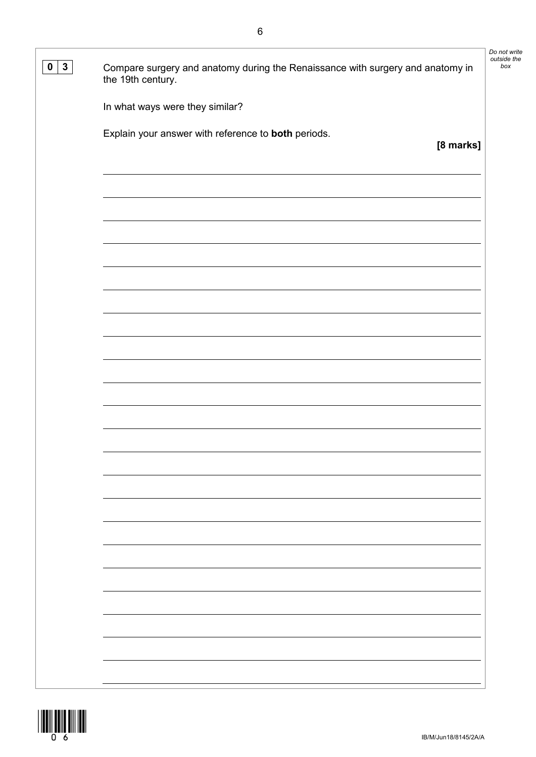**0 3** Compare surgery and anatomy during the Renaissance with surgery and anatomy in the 19th century.

In what ways were they similar?

Explain your answer with reference to **both** periods.

**[8 marks]**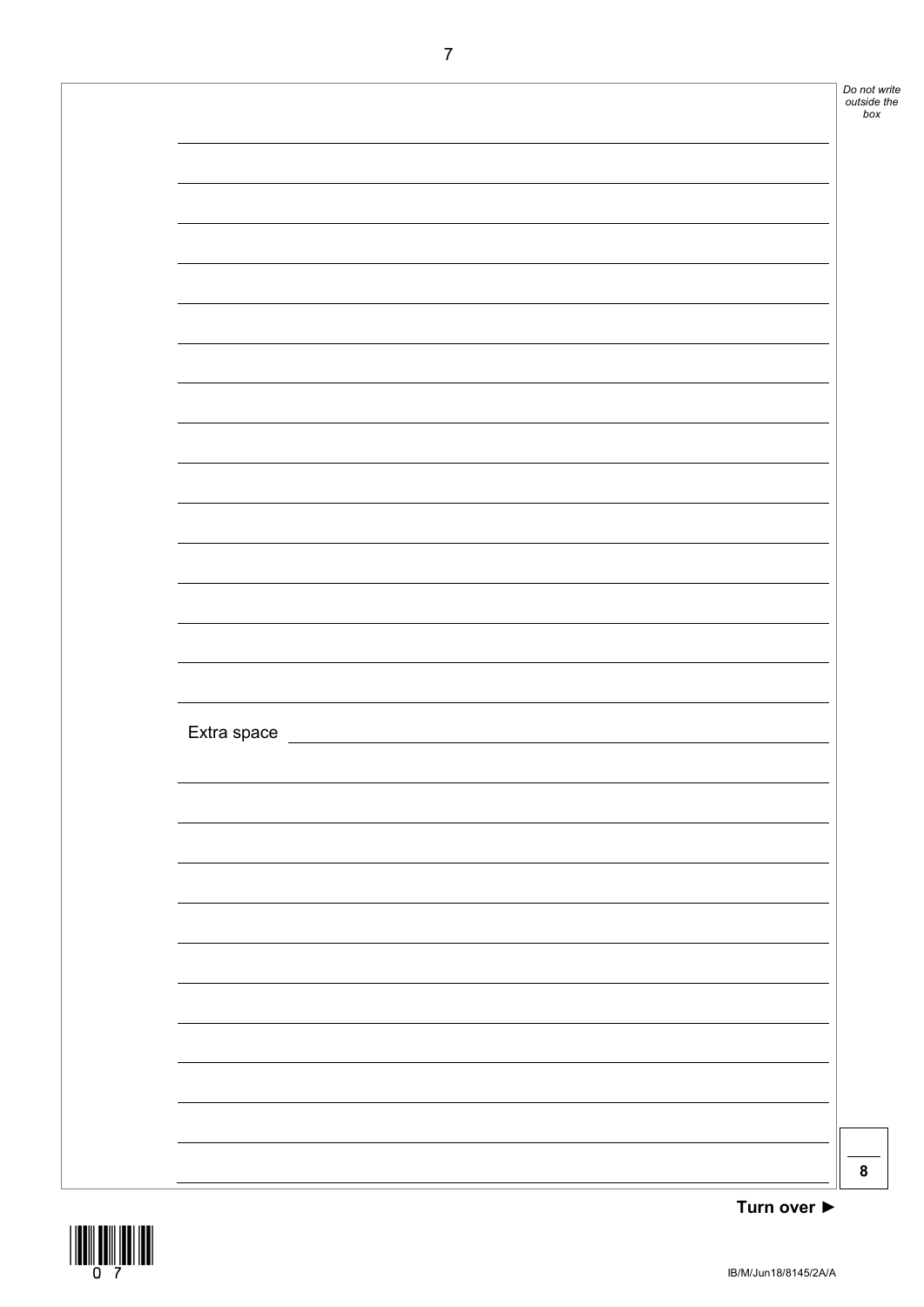Extra space

8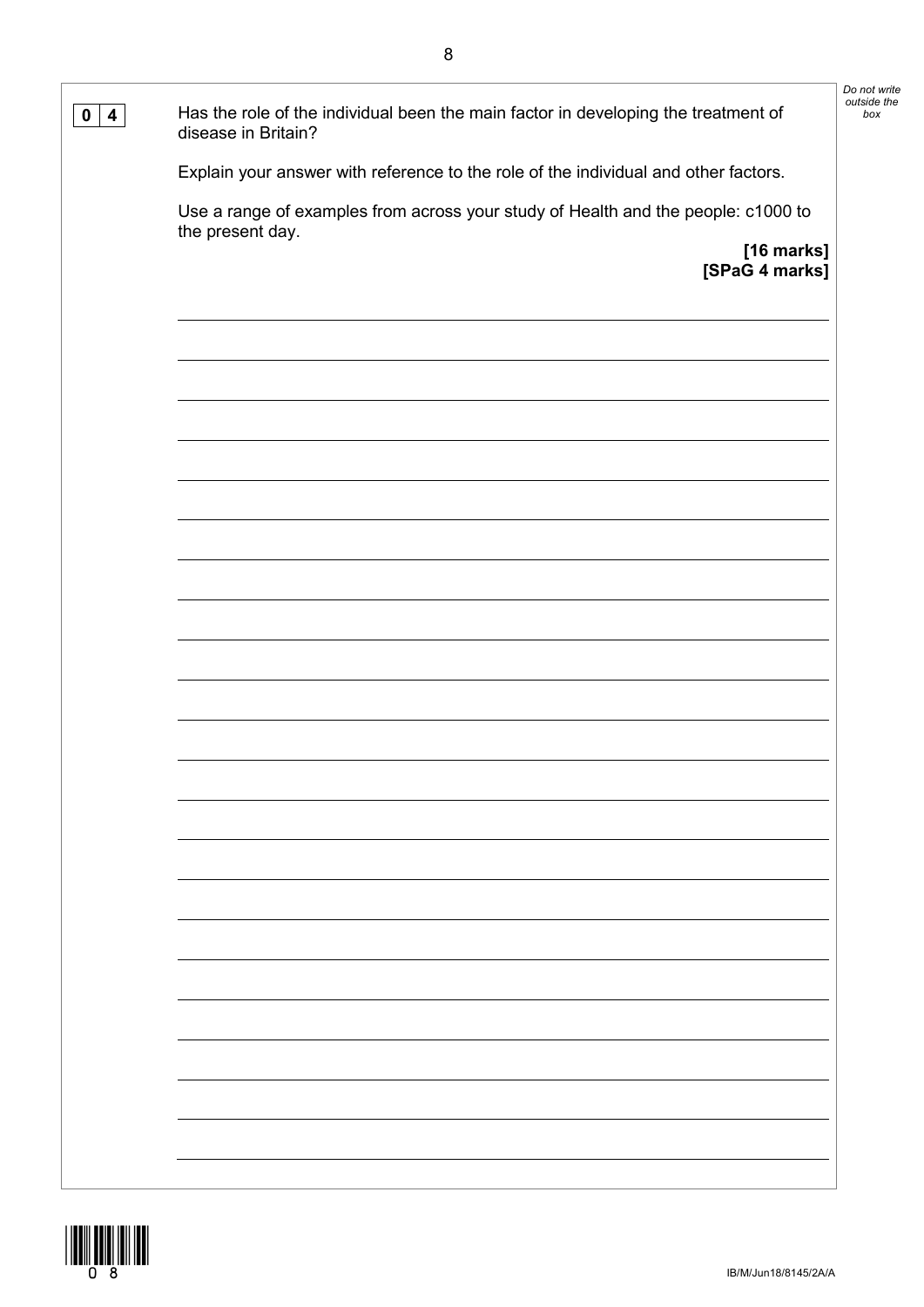**0 4** Has the role of the individual been the main factor in developing the treatment of disease in Britain?

Explain your answer with reference to the role of the individual and other factors.

Use a range of examples from across your study of Health and the people: c1000 to the present day.

**[16 marks]**
**[SPaG 4 marks]**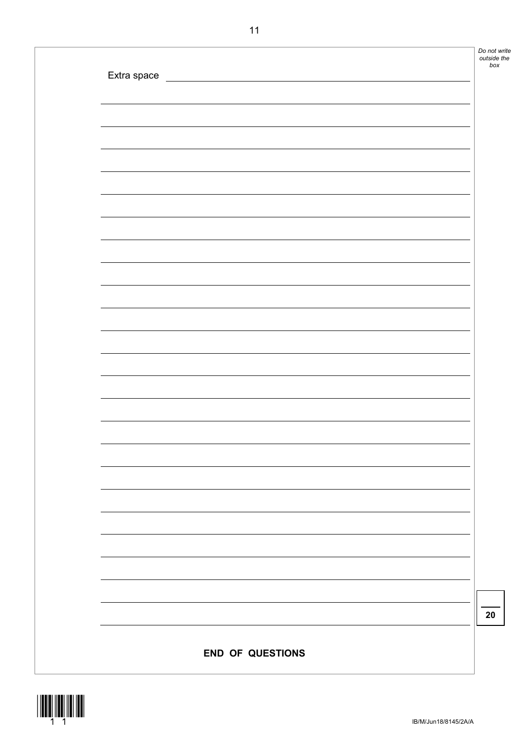Extra space

20

**END OF QUESTIONS**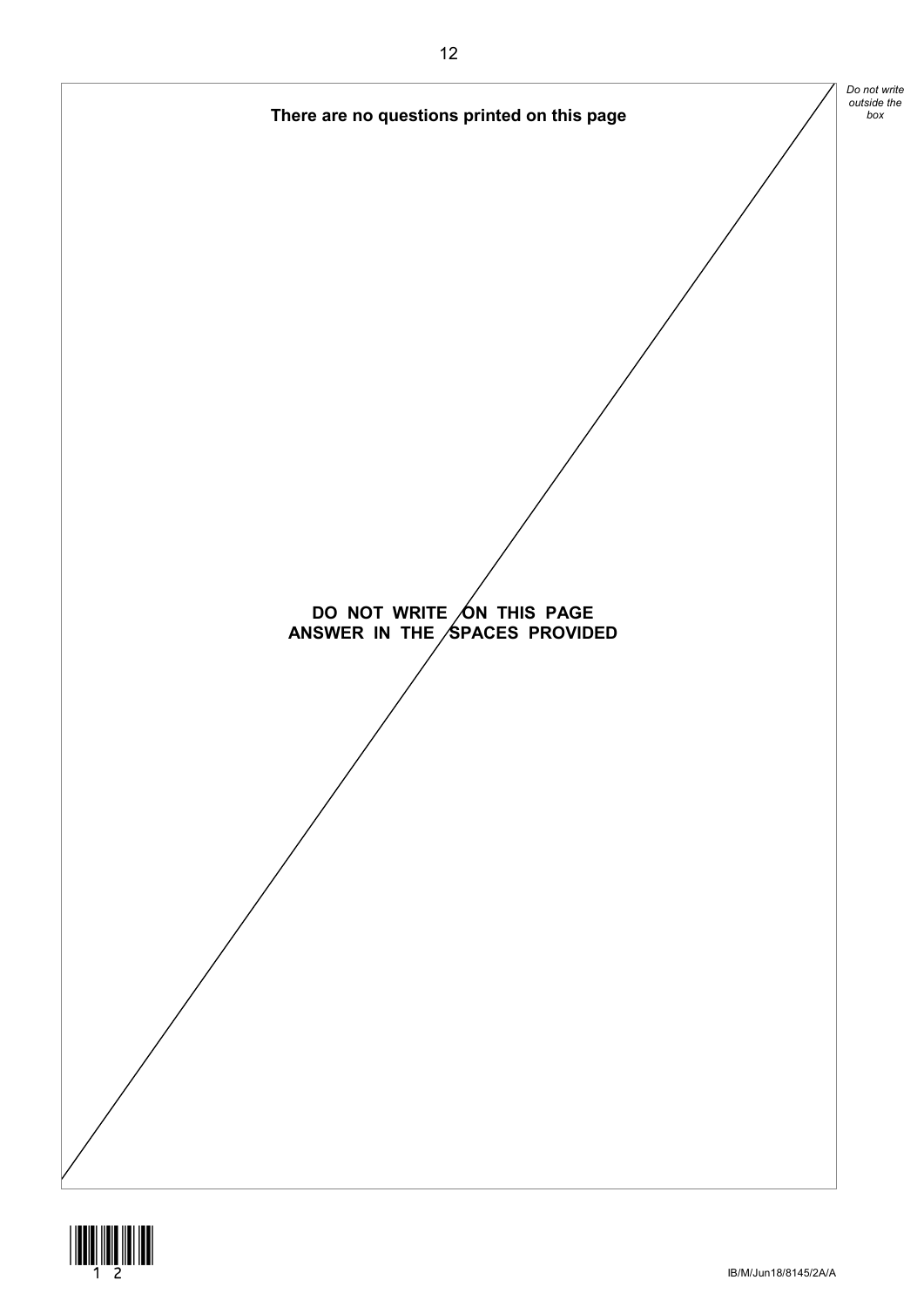**There are no questions printed on this page**

**DO NOT WRITE ON THIS PAGE**
**ANSWER IN THE SPACES PROVIDED**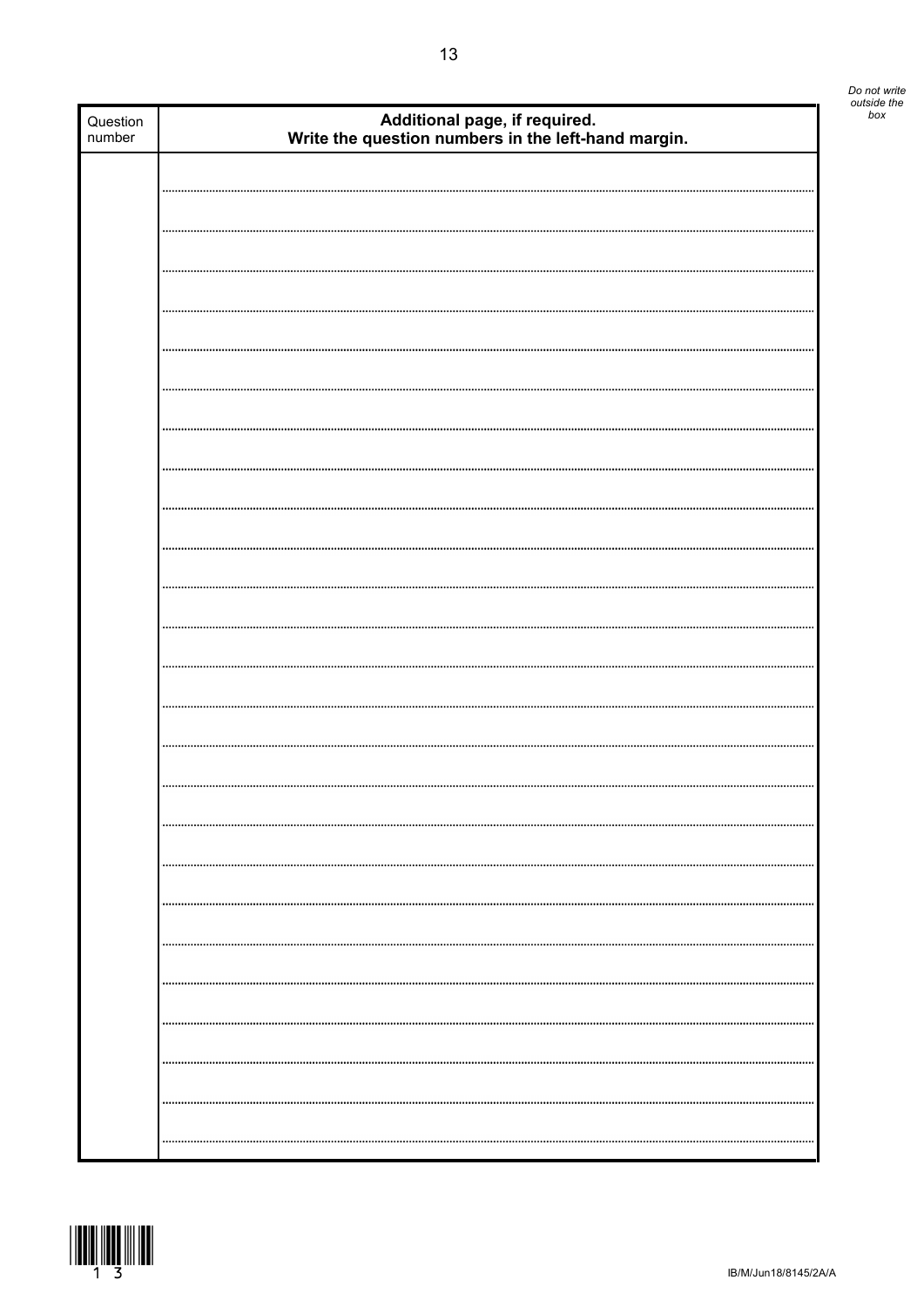| Question number | Additional page, if required. Write the question numbers in the left-hand margin. |
|---|---|
| | |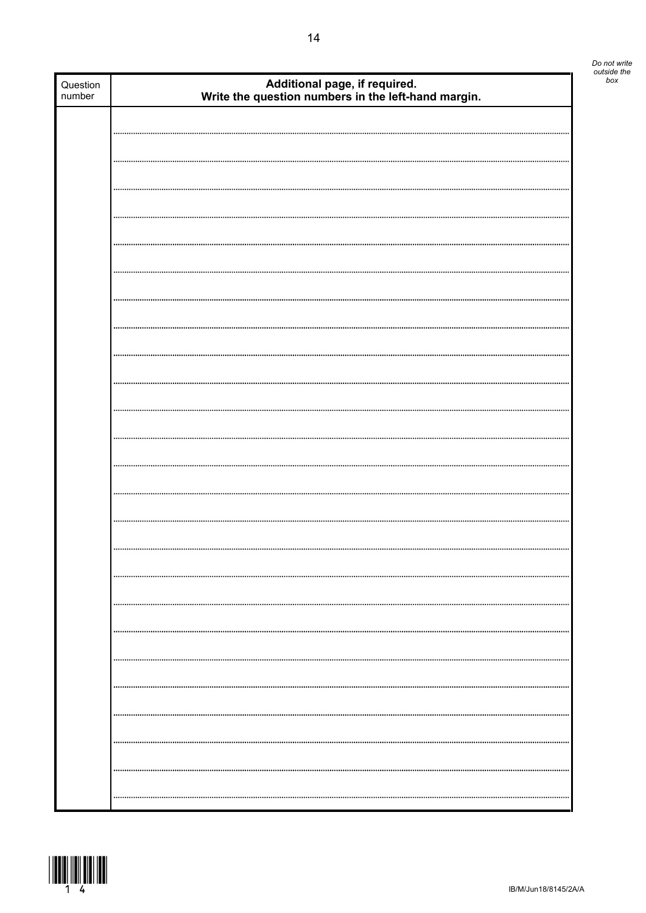*Do not write outside the box*

| Question number | **Additional page, if required. Write the question numbers in the left-hand margin.** |
|---|---|
| | |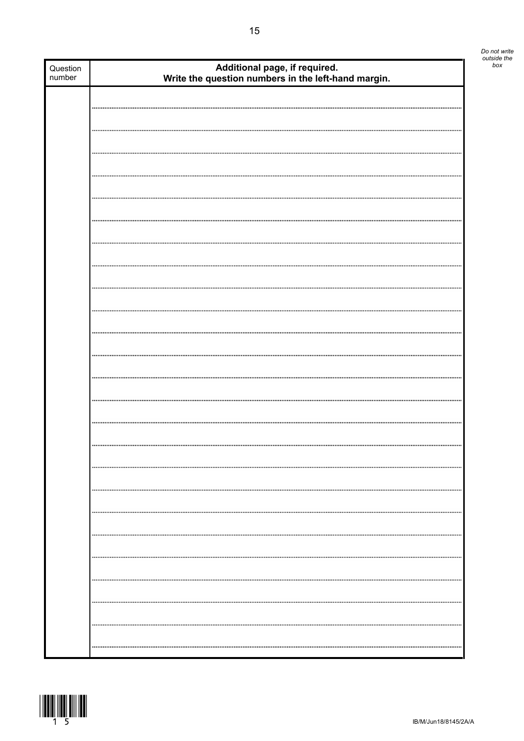*Do not write outside the box*

| Question number | Additional page, if required. Write the question numbers in the left-hand margin. |
|---|---|
| | |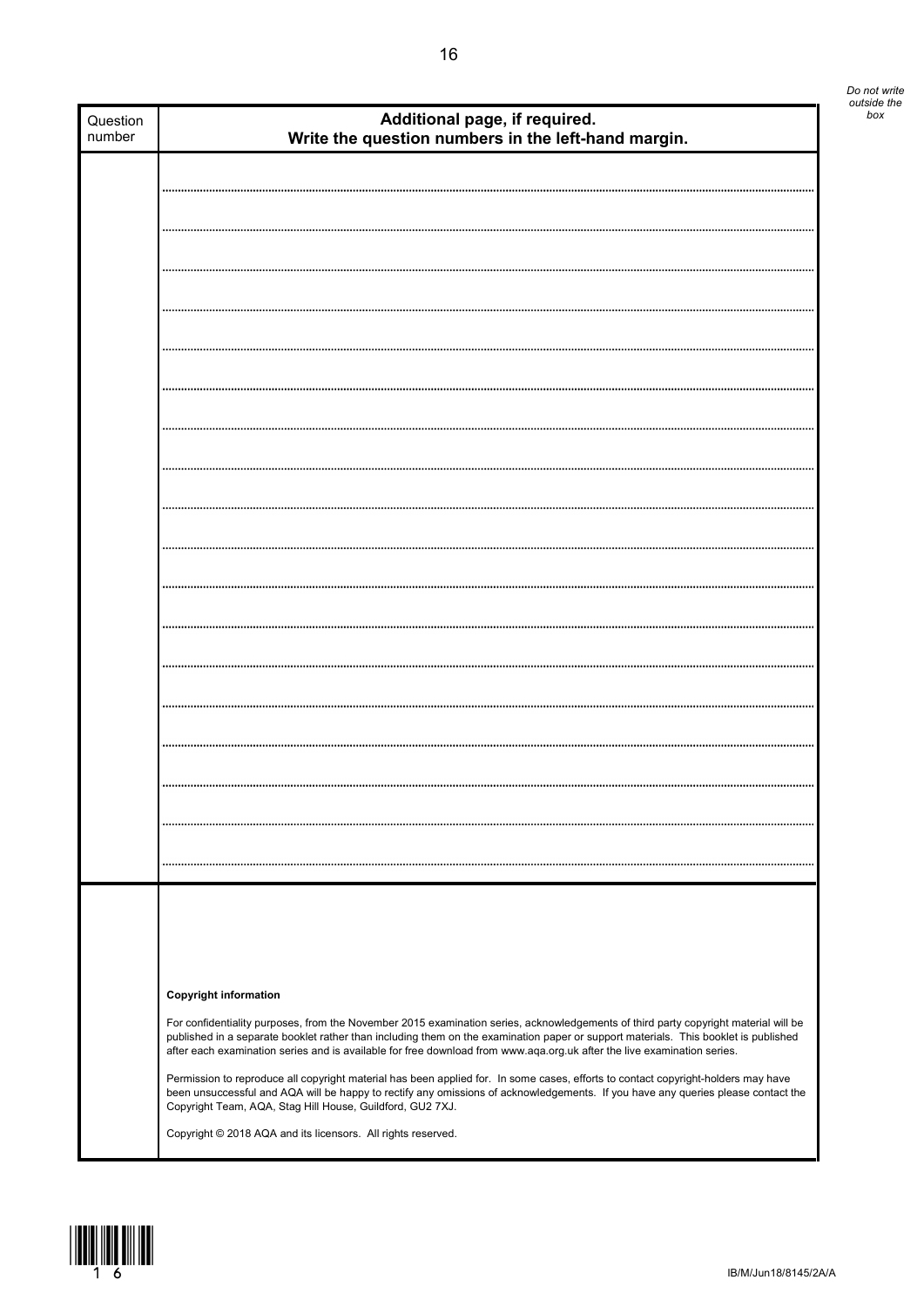*Do not write outside the box*

| Question number | **Additional page, if required. Write the question numbers in the left-hand margin.** |
| --- | --- |
| | |

**Copyright information**

For confidentiality purposes, from the November 2015 examination series, acknowledgements of third party copyright material will be published in a separate booklet rather than including them on the examination paper or support materials. This booklet is published after each examination series and is available for free download from www.aqa.org.uk after the live examination series.

Permission to reproduce all copyright material has been applied for. In some cases, efforts to contact copyright-holders may have been unsuccessful and AQA will be happy to rectify any omissions of acknowledgements. If you have any queries please contact the Copyright Team, AQA, Stag Hill House, Guildford, GU2 7XJ.

Copyright © 2018 AQA and its licensors. All rights reserved.

IB/M/Jun18/8145/2A/A